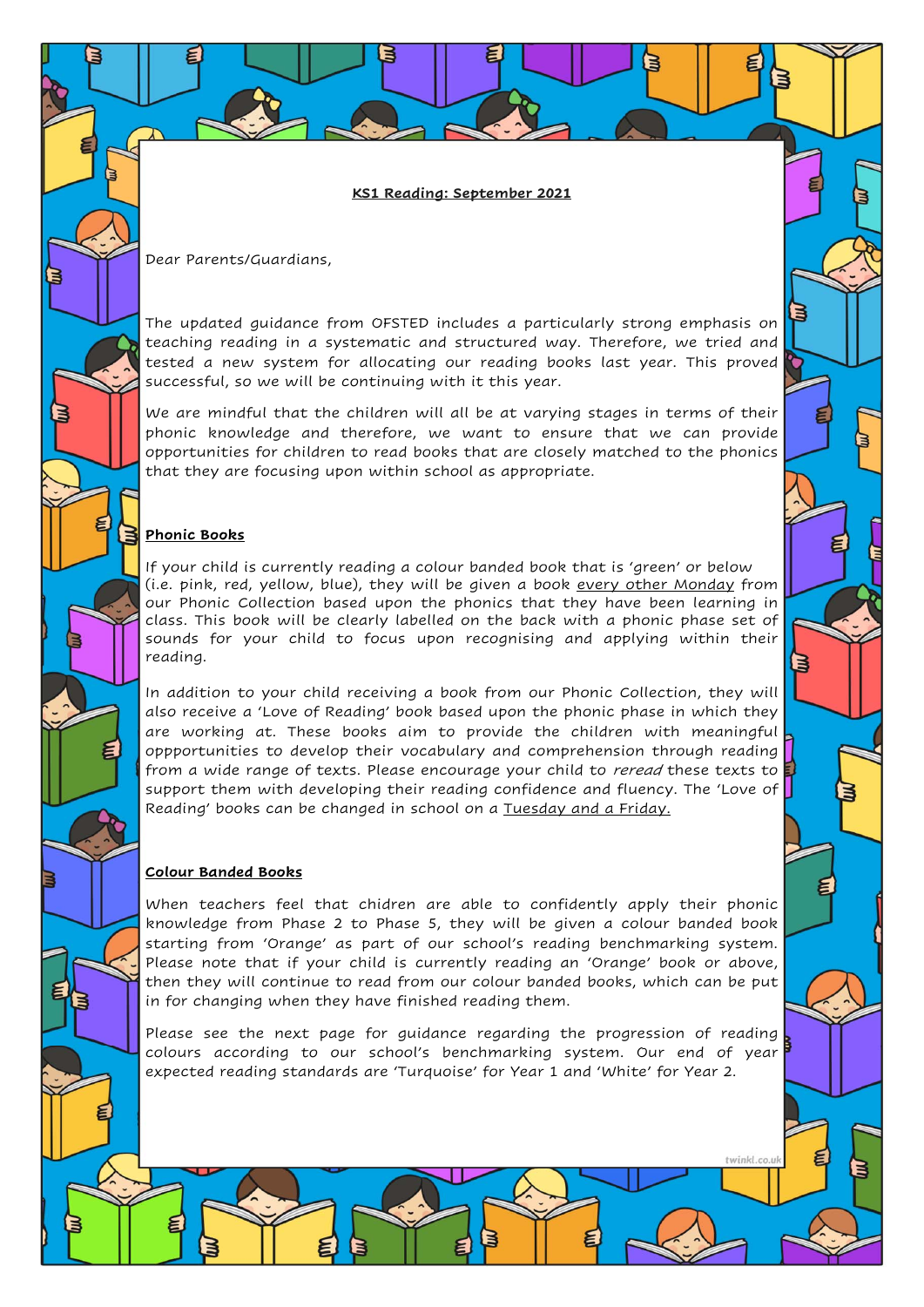**KS1 Reading: September 2021**

Dear Parents/Guardians,

The updated guidance from OFSTED includes a particularly strong emphasis on teaching reading in a systematic and structured way. Therefore, we tried and tested a new system for allocating our reading books last year. This proved successful, so we will be continuing with it this year.

We are mindful that the children will all be at varying stages in terms of their phonic knowledge and therefore, we want to ensure that we can provide opportunities for children to read books that are closely matched to the phonics that they are focusing upon within school as appropriate.

**Phonic Books**

If your child is currently reading a colour banded book that is 'green' or below (i.e. pink, red, yellow, blue), they will be given a book every other Monday from our Phonic Collection based upon the phonics that they have been learning in class. This book will be clearly labelled on the back with a phonic phase set of sounds for your child to focus upon recognising and applying within their reading.

In addition to your child receiving a book from our Phonic Collection, they will also receive a 'Love of Reading' book based upon the phonic phase in which they are working at. These books aim to provide the children with meaningful oppportunities to develop their vocabulary and comprehension through reading from a wide range of texts. Please encourage your child to *reread* these texts to support them with developing their reading confidence and fluency. The 'Love of Reading' books can be changed in school on a Tuesday and a Friday.

**Colour Banded Books**

When teachers feel that chidren are able to confidently apply their phonic knowledge from Phase 2 to Phase 5, they will be given a colour banded book starting from 'Orange' as part of our school's reading benchmarking system. Please note that if your child is currently reading an 'Orange' book or above, then they will continue to read from our colour banded books, which can be put in for changing when they have finished reading them.

Please see the next page for guidance regarding the progression of reading colours according to our school's benchmarking system. Our end of year expected reading standards are 'Turquoise' for Year 1 and 'White' for Year 2.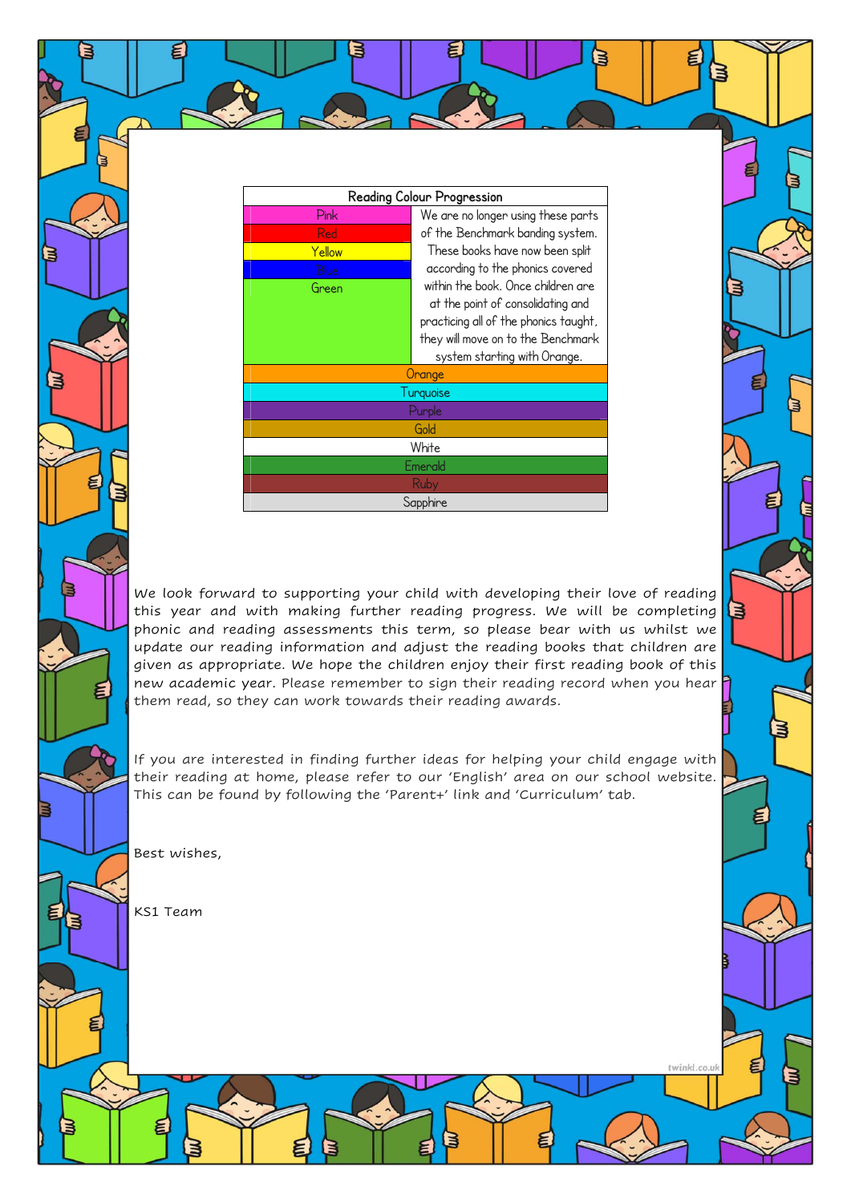| Reading Colour Progression | |
|---|---|
| Pink | We are no longer using these parts of the Benchmark banding system. These books have now been split according to the phonics covered within the book. Once children are at the point of consolidating and practicing all of the phonics taught, they will move on to the Benchmark system starting with Orange. |
| Red | |
| Yellow | |
| Blue | |
| Green | |
| Orange | |
| Turquoise | |
| Purple | |
| Gold | |
| White | |
| Emerald | |
| Ruby | |
| Sapphire | |

We look forward to supporting your child with developing their love of reading this year and with making further reading progress. We will be completing phonic and reading assessments this term, so please bear with us whilst we update our reading information and adjust the reading books that children are given as appropriate. We hope the children enjoy their first reading book of this new academic year. Please remember to sign their reading record when you hear them read, so they can work towards their reading awards.

If you are interested in finding further ideas for helping your child engage with their reading at home, please refer to our 'English' area on our school website. This can be found by following the 'Parent+' link and 'Curriculum' tab.

Best wishes,

KS1 Team